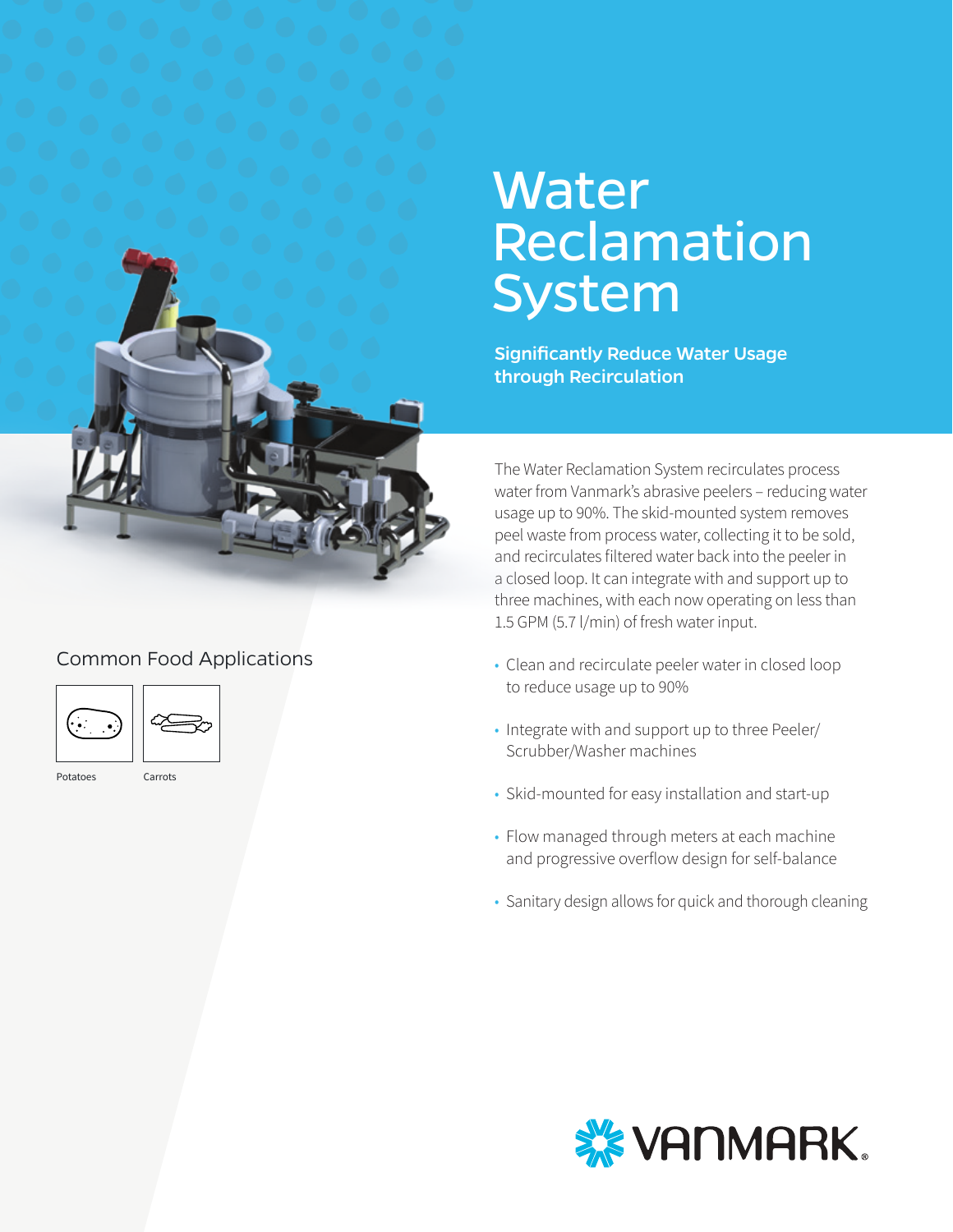# Water Reclamation System

## Significantly Reduce Water Usage through Recirculation

The Water Reclamation System recirculates process water from Vanmark's abrasive peelers – reducing water usage up to 90%. The skid-mounted system removes peel waste from process water, collecting it to be sold, and recirculates filtered water back into the peeler in a closed loop. It can integrate with and support up to three machines, with each now operating on less than 1.5 GPM (5.7 l/min) of fresh water input.

- Clean and recirculate peeler water in closed loop to reduce usage up to 90%
- Integrate with and support up to three Peeler/ Scrubber/Washer machines
- Skid-mounted for easy installation and start-up
- Flow managed through meters at each machine and progressive overflow design for self-balance
- Sanitary design allows for quick and thorough cleaning

### Common Food Applications

Potatoes

Carrots

VANMARK®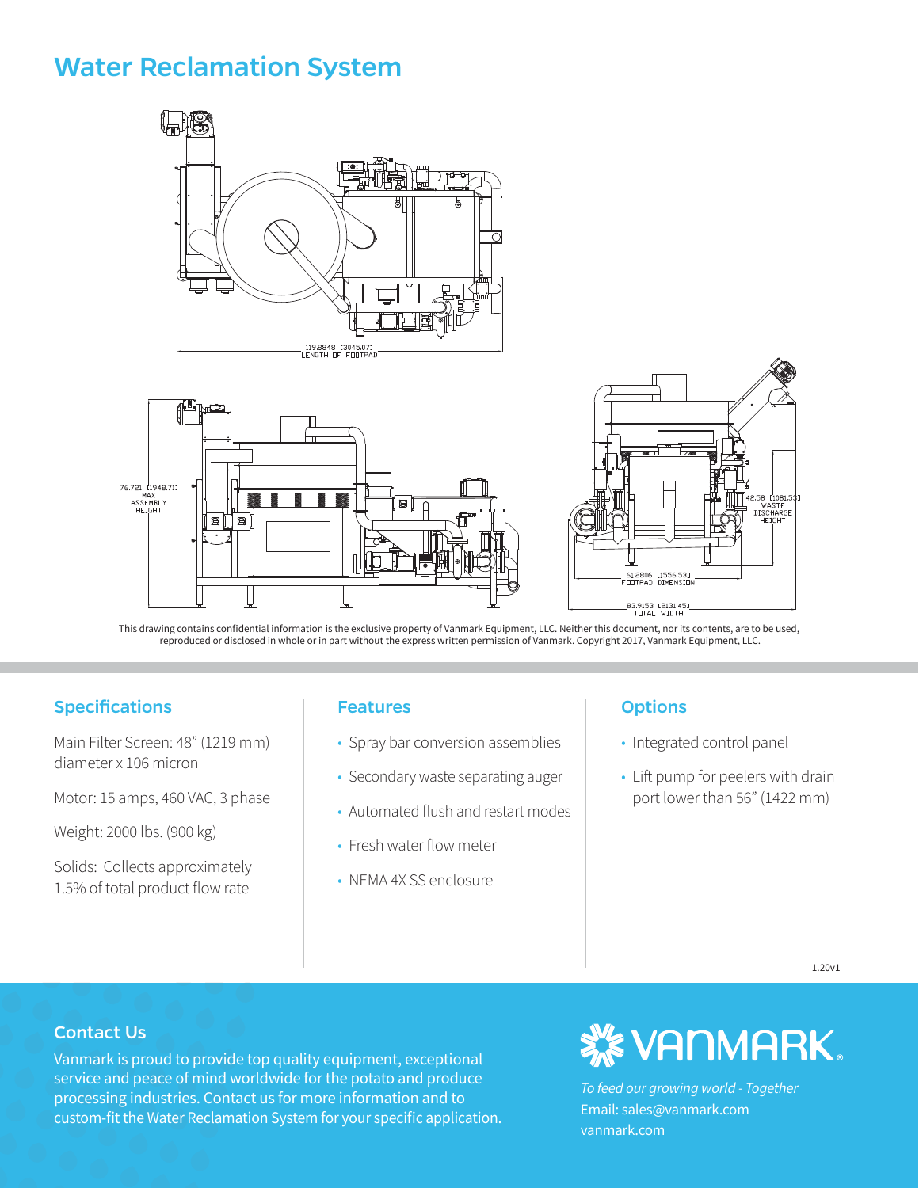# Water Reclamation System

119.8848 [3045.07]
LENGTH OF FOOTPAD

76.721 [1948.71]
MAX
ASSEMBLY
HEIGHT

42.58 [1081.53]
WASTE
DISCHARGE
HEIGHT

61.2806 [1556.53]
FOOTPAD DIMENSION

83.9153 [2131.45]
TOTAL WIDTH

This drawing contains confidential information is the exclusive property of Vanmark Equipment, LLC. Neither this document, nor its contents, are to be used, reproduced or disclosed in whole or in part without the express written permission of Vanmark. Copyright 2017, Vanmark Equipment, LLC.

## Specifications

Main Filter Screen: 48" (1219 mm) diameter x 106 micron

Motor: 15 amps, 460 VAC, 3 phase

Weight: 2000 lbs. (900 kg)

Solids: Collects approximately 1.5% of total product flow rate

## Features

- Spray bar conversion assemblies
- Secondary waste separating auger
- Automated flush and restart modes
- Fresh water flow meter
- NEMA 4X SS enclosure

## Options

- Integrated control panel
- Lift pump for peelers with drain port lower than 56" (1422 mm)

1.20v1

## Contact Us

Vanmark is proud to provide top quality equipment, exceptional service and peace of mind worldwide for the potato and produce processing industries. Contact us for more information and to custom-fit the Water Reclamation System for your specific application.

VANMARK.

*To feed our growing world - Together*

Email: sales@vanmark.com

vanmark.com